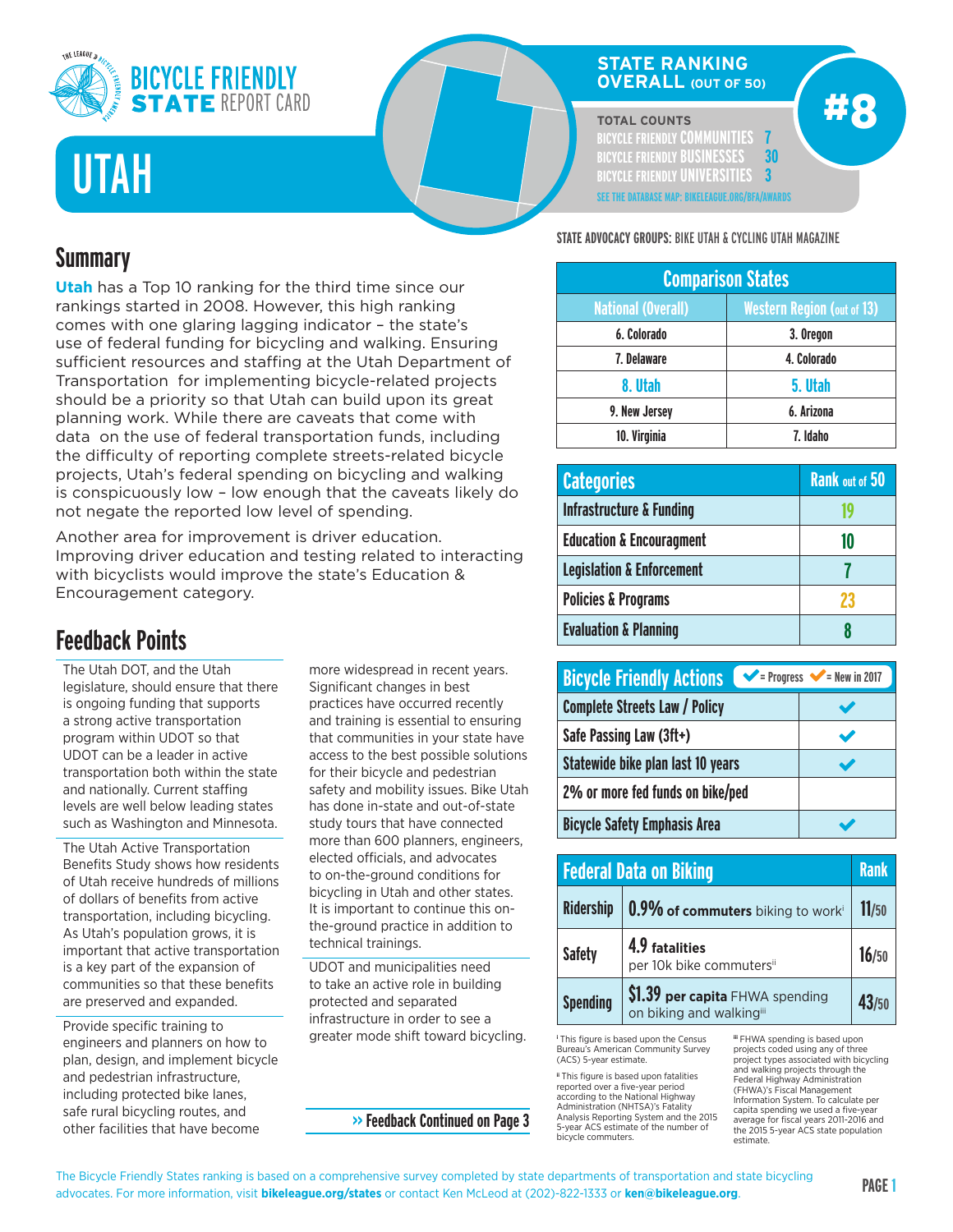# BICYCLE FRIENDLY STATE REPORT CARD

# UTAH

## STATE RANKING OVERALL (OUT OF 50)

# #8

**TOTAL COUNTS**

BICYCLE FRIENDLY COMMUNITIES 7
BICYCLE FRIENDLY BUSINESSES 30
BICYCLE FRIENDLY UNIVERSITIES 3

SEE THE DATABASE MAP: BIKELEAGUE.ORG/BFA/AWARDS

**STATE ADVOCACY GROUPS:** BIKE UTAH & CYCLING UTAH MAGAZINE

## Summary

**Utah** has a Top 10 ranking for the third time since our rankings started in 2008. However, this high ranking comes with one glaring lagging indicator – the state's use of federal funding for bicycling and walking. Ensuring sufficient resources and staffing at the Utah Department of Transportation for implementing bicycle-related projects should be a priority so that Utah can build upon its great planning work. While there are caveats that come with data on the use of federal transportation funds, including the difficulty of reporting complete streets-related bicycle projects, Utah's federal spending on bicycling and walking is conspicuously low – low enough that the caveats likely do not negate the reported low level of spending.

Another area for improvement is driver education. Improving driver education and testing related to interacting with bicyclists would improve the state's Education & Encouragement category.

## Feedback Points

The Utah DOT, and the Utah legislature, should ensure that there is ongoing funding that supports a strong active transportation program within UDOT so that UDOT can be a leader in active transportation both within the state and nationally. Current staffing levels are well below leading states such as Washington and Minnesota.

The Utah Active Transportation Benefits Study shows how residents of Utah receive hundreds of millions of dollars of benefits from active transportation, including bicycling. As Utah's population grows, it is important that active transportation is a key part of the expansion of communities so that these benefits are preserved and expanded.

Provide specific training to engineers and planners on how to plan, design, and implement bicycle and pedestrian infrastructure, including protected bike lanes, safe rural bicycling routes, and other facilities that have become more widespread in recent years. Significant changes in best practices have occurred recently and training is essential to ensuring that communities in your state have access to the best possible solutions for their bicycle and pedestrian safety and mobility issues. Bike Utah has done in-state and out-of-state study tours that have connected more than 600 planners, engineers, elected officials, and advocates to on-the-ground conditions for bicycling in Utah and other states. It is important to continue this on-the-ground practice in addition to technical trainings.

UDOT and municipalities need to take an active role in building protected and separated infrastructure in order to see a greater mode shift toward bicycling.

›› Feedback Continued on Page 3

| Comparison States | |
|---|---|
| **National (Overall)** | **Western Region (out of 13)** |
| 6. Colorado | 3. Oregon |
| 7. Delaware | 4. Colorado |
| 8. Utah | 5. Utah |
| 9. New Jersey | 6. Arizona |
| 10. Virginia | 7. Idaho |

| Categories | Rank out of 50 |
|---|---|
| Infrastructure & Funding | 19 |
| Education & Encouragment | 10 |
| Legislation & Enforcement | 7 |
| Policies & Programs | 23 |
| Evaluation & Planning | 8 |

| Bicycle Friendly Actions (✔ = Progress, ✔ = New in 2017) | |
|---|---|
| Complete Streets Law / Policy | ✔ |
| Safe Passing Law (3ft+) | ✔ |
| Statewide bike plan last 10 years | ✔ |
| 2% or more fed funds on bike/ped | |
| Bicycle Safety Emphasis Area | ✔ |

| Federal Data on Biking | | Rank |
|---|---|---|
| Ridership | **0.9% of commuters** biking to work[i] | 11/50 |
| Safety | **4.9 fatalities** per 10k bike commuters[ii] | 16/50 |
| Spending | **$1.39 per capita** FHWA spending on biking and walking[iii] | 43/50 |

[i] This figure is based upon the Census Bureau's American Community Survey (ACS) 5-year estimate.

[ii] This figure is based upon fatalities reported over a five-year period according to the National Highway Administration (NHTSA)'s Fatality Analysis Reporting System and the 2015 5-year ACS estimate of the number of bicycle commuters.

[iii] FHWA spending is based upon projects coded using any of three project types associated with bicycling and walking projects through the Federal Highway Administration (FHWA)'s Fiscal Management Information System. To calculate per capita spending we used a five-year average for fiscal years 2011-2016 and the 2015 5-year ACS state population estimate.

The Bicycle Friendly States ranking is based on a comprehensive survey completed by state departments of transportation and state bicycling advocates. For more information, visit **bikeleague.org/states** or contact Ken McLeod at (202)-822-1333 or **ken@bikeleague.org**.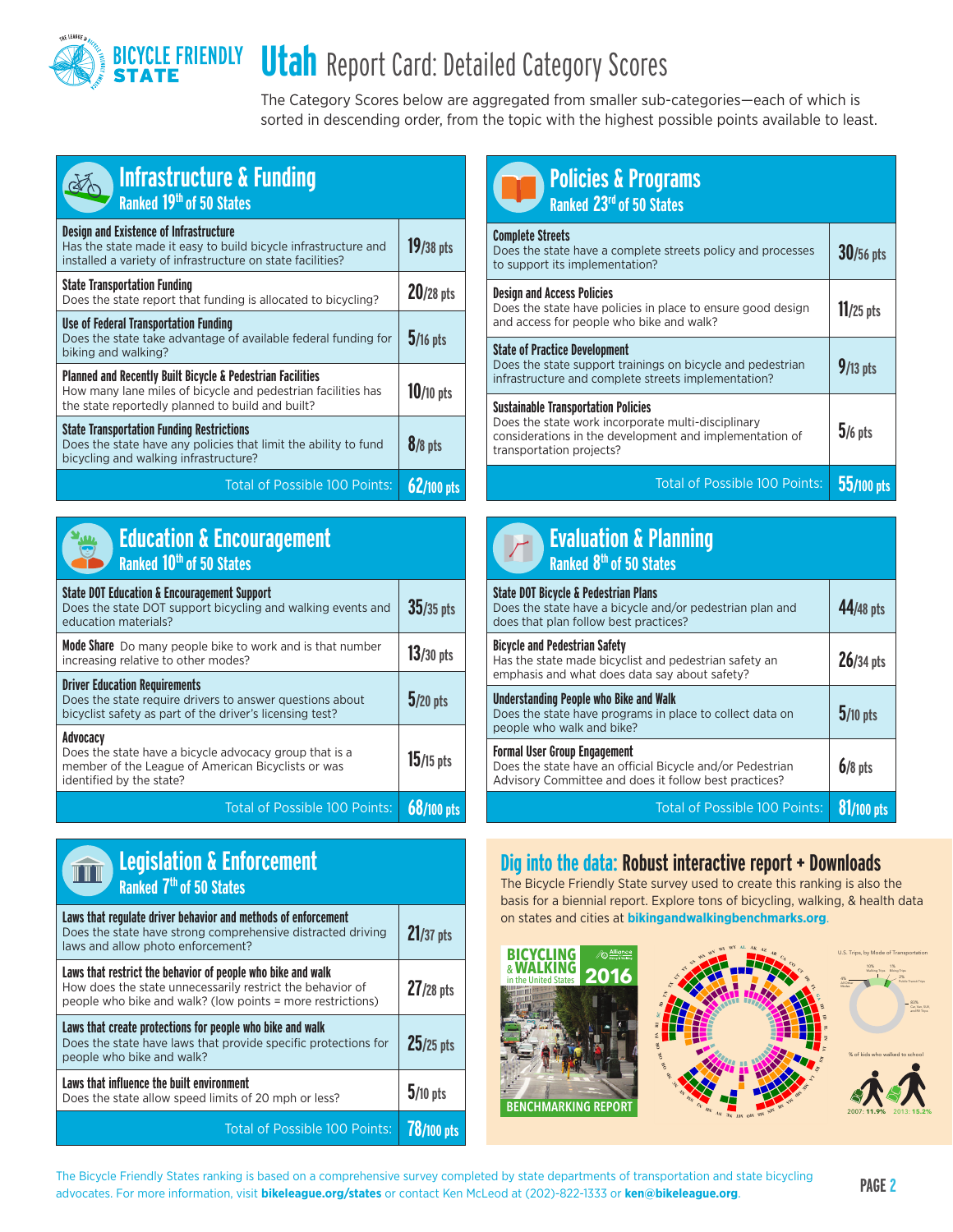# Utah Report Card: Detailed Category Scores

The Category Scores below are aggregated from smaller sub-categories—each of which is sorted in descending order, from the topic with the highest possible points available to least.

## Infrastructure & Funding
### Ranked 19th of 50 States

| Category | Score |
|---|---|
| **Design and Existence of Infrastructure** Has the state made it easy to build bicycle infrastructure and installed a variety of infrastructure on state facilities? | 19/38 pts |
| **State Transportation Funding** Does the state report that funding is allocated to bicycling? | 20/28 pts |
| **Use of Federal Transportation Funding** Does the state take advantage of available federal funding for biking and walking? | 5/16 pts |
| **Planned and Recently Built Bicycle & Pedestrian Facilities** How many lane miles of bicycle and pedestrian facilities has the state reportedly planned to build and built? | 10/10 pts |
| **State Transportation Funding Restrictions** Does the state have any policies that limit the ability to fund bicycling and walking infrastructure? | 8/8 pts |
| Total of Possible 100 Points: | 62/100 pts |

## Policies & Programs
### Ranked 23rd of 50 States

| Category | Score |
|---|---|
| **Complete Streets** Does the state have a complete streets policy and processes to support its implementation? | 30/56 pts |
| **Design and Access Policies** Does the state have policies in place to ensure good design and access for people who bike and walk? | 11/25 pts |
| **State of Practice Development** Does the state support trainings on bicycle and pedestrian infrastructure and complete streets implementation? | 9/13 pts |
| **Sustainable Transportation Policies** Does the state work incorporate multi-disciplinary considerations in the development and implementation of transportation projects? | 5/6 pts |
| Total of Possible 100 Points: | 55/100 pts |

## Education & Encouragement
### Ranked 10th of 50 States

| Category | Score |
|---|---|
| **State DOT Education & Encouragement Support** Does the state DOT support bicycling and walking events and education materials? | 35/35 pts |
| **Mode Share** Do many people bike to work and is that number increasing relative to other modes? | 13/30 pts |
| **Driver Education Requirements** Does the state require drivers to answer questions about bicyclist safety as part of the driver's licensing test? | 5/20 pts |
| **Advocacy** Does the state have a bicycle advocacy group that is a member of the League of American Bicyclists or was identified by the state? | 15/15 pts |
| Total of Possible 100 Points: | 68/100 pts |

## Evaluation & Planning
### Ranked 8th of 50 States

| Category | Score |
|---|---|
| **State DOT Bicycle & Pedestrian Plans** Does the state have a bicycle and/or pedestrian plan and does that plan follow best practices? | 44/48 pts |
| **Bicycle and Pedestrian Safety** Has the state made bicyclist and pedestrian safety an emphasis and what does data say about safety? | 26/34 pts |
| **Understanding People who Bike and Walk** Does the state have programs in place to collect data on people who walk and bike? | 5/10 pts |
| **Formal User Group Engagement** Does the state have an official Bicycle and/or Pedestrian Advisory Committee and does it follow best practices? | 6/8 pts |
| Total of Possible 100 Points: | 81/100 pts |

## Legislation & Enforcement
### Ranked 7th of 50 States

| Category | Score |
|---|---|
| **Laws that regulate driver behavior and methods of enforcement** Does the state have strong comprehensive distracted driving laws and allow photo enforcement? | 21/37 pts |
| **Laws that restrict the behavior of people who bike and walk** How does the state unnecessarily restrict the behavior of people who bike and walk? (low points = more restrictions) | 27/28 pts |
| **Laws that create protections for people who bike and walk** Does the state have laws that provide specific protections for people who bike and walk? | 25/25 pts |
| **Laws that influence the built environment** Does the state allow speed limits of 20 mph or less? | 5/10 pts |
| Total of Possible 100 Points: | 78/100 pts |

## Dig into the data: Robust interactive report + Downloads

The Bicycle Friendly State survey used to create this ranking is also the basis for a biennial report. Explore tons of bicycling, walking, & health data on states and cities at **bikingandwalkingbenchmarks.org**.

The Bicycle Friendly States ranking is based on a comprehensive survey completed by state departments of transportation and state bicycling advocates. For more information, visit **bikeleague.org/states** or contact Ken McLeod at (202)-822-1333 or **ken@bikeleague.org**.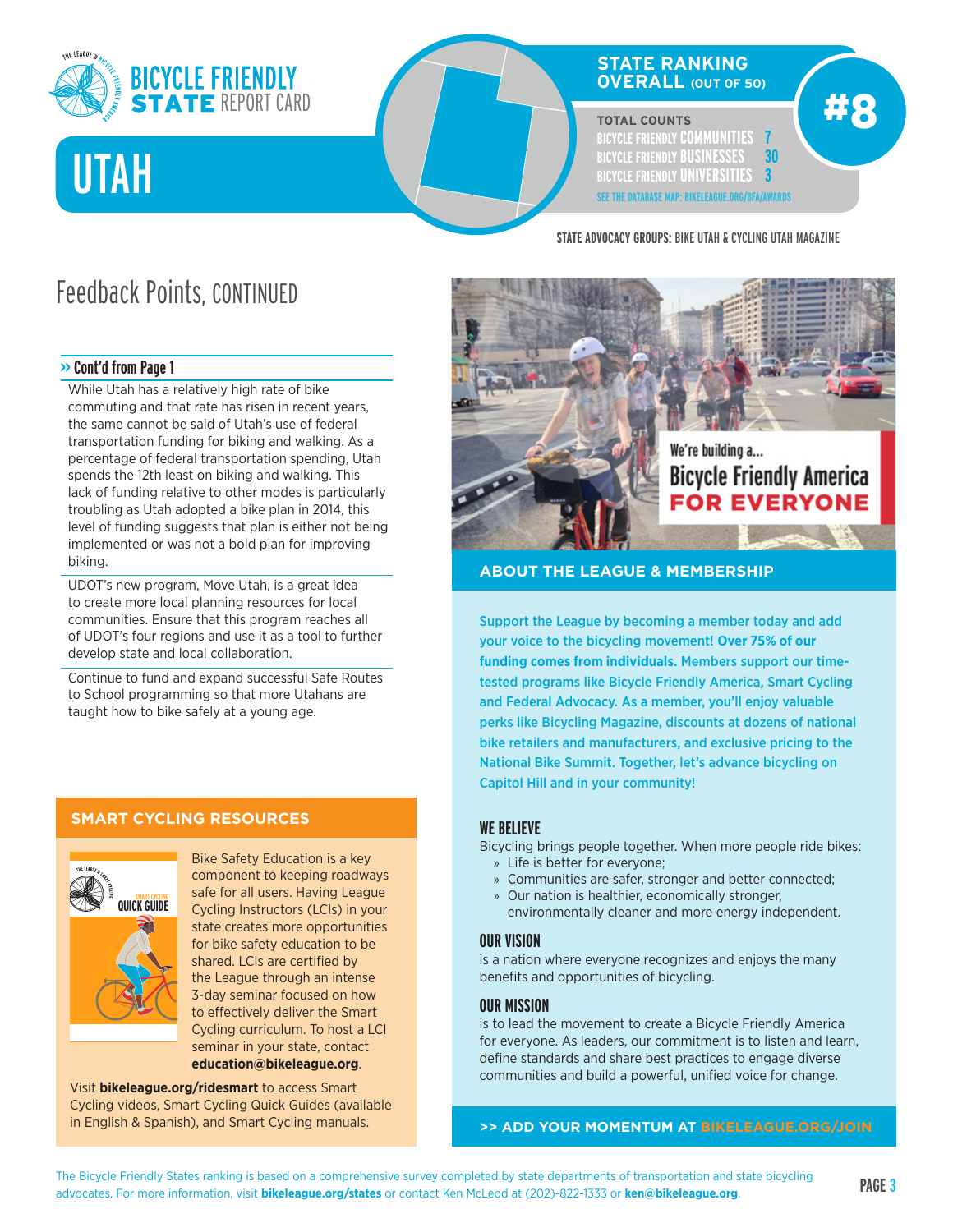# BICYCLE FRIENDLY STATE REPORT CARD

# UTAH

## STATE RANKING OVERALL (OUT OF 50)

# #8

**TOTAL COUNTS**

BICYCLE FRIENDLY COMMUNITIES 7
BICYCLE FRIENDLY BUSINESSES 30
BICYCLE FRIENDLY UNIVERSITIES 3

SEE THE DATABASE MAP: BIKELEAGUE.ORG/BFA/AWARDS

**STATE ADVOCACY GROUPS:** BIKE UTAH & CYCLING UTAH MAGAZINE

## Feedback Points, CONTINUED

### » Cont'd from Page 1

While Utah has a relatively high rate of bike commuting and that rate has risen in recent years, the same cannot be said of Utah's use of federal transportation funding for biking and walking. As a percentage of federal transportation spending, Utah spends the 12th least on biking and walking. This lack of funding relative to other modes is particularly troubling as Utah adopted a bike plan in 2014, this level of funding suggests that plan is either not being implemented or was not a bold plan for improving biking.

UDOT's new program, Move Utah, is a great idea to create more local planning resources for local communities. Ensure that this program reaches all of UDOT's four regions and use it as a tool to further develop state and local collaboration.

Continue to fund and expand successful Safe Routes to School programming so that more Utahans are taught how to bike safely at a young age.

## SMART CYCLING RESOURCES

Bike Safety Education is a key component to keeping roadways safe for all users. Having League Cycling Instructors (LCIs) in your state creates more opportunities for bike safety education to be shared. LCIs are certified by the League through an intense 3-day seminar focused on how to effectively deliver the Smart Cycling curriculum. To host a LCI seminar in your state, contact **education@bikeleague.org**.

Visit **bikeleague.org/ridesmart** to access Smart Cycling videos, Smart Cycling Quick Guides (available in English & Spanish), and Smart Cycling manuals.

We're building a... Bicycle Friendly America **FOR EVERYONE**

## ABOUT THE LEAGUE & MEMBERSHIP

Support the League by becoming a member today and add your voice to the bicycling movement! **Over 75% of our funding comes from individuals.** Members support our time-tested programs like Bicycle Friendly America, Smart Cycling and Federal Advocacy. As a member, you'll enjoy valuable perks like Bicycling Magazine, discounts at dozens of national bike retailers and manufacturers, and exclusive pricing to the National Bike Summit. Together, let's advance bicycling on Capitol Hill and in your community!

### WE BELIEVE

Bicycling brings people together. When more people ride bikes:

- Life is better for everyone;
- Communities are safer, stronger and better connected;
- Our nation is healthier, economically stronger, environmentally cleaner and more energy independent.

### OUR VISION

is a nation where everyone recognizes and enjoys the many benefits and opportunities of bicycling.

### OUR MISSION

is to lead the movement to create a Bicycle Friendly America for everyone. As leaders, our commitment is to listen and learn, define standards and share best practices to engage diverse communities and build a powerful, unified voice for change.

**>> ADD YOUR MOMENTUM AT BIKELEAGUE.ORG/JOIN**

The Bicycle Friendly States ranking is based on a comprehensive survey completed by state departments of transportation and state bicycling advocates. For more information, visit **bikeleague.org/states** or contact Ken McLeod at (202)-822-1333 or **ken@bikeleague.org**.